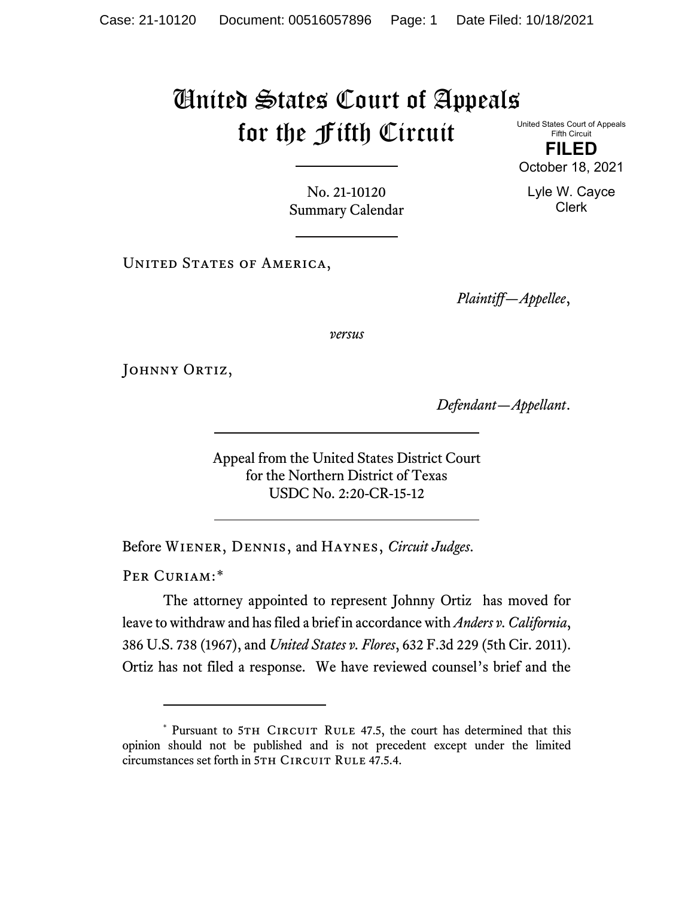# United States Court of Appeals for the Fifth Circuit

United States Court of Appeals
Fifth Circuit

**FILED**

October 18, 2021

Lyle W. Cayce
Clerk

No. 21-10120
Summary Calendar

---

United States of America,

*Plaintiff—Appellee*,

*versus*

Johnny Ortiz,

*Defendant—Appellant*.

---

Appeal from the United States District Court
for the Northern District of Texas
USDC No. 2:20-CR-15-12

---

Before Wiener, Dennis, and Haynes, *Circuit Judges*.

Per Curiam:*

The attorney appointed to represent Johnny Ortiz has moved for leave to withdraw and has filed a brief in accordance with *Anders v. California*, 386 U.S. 738 (1967), and *United States v. Flores*, 632 F.3d 229 (5th Cir. 2011). Ortiz has not filed a response. We have reviewed counsel's brief and the

---

\* Pursuant to 5th Circuit Rule 47.5, the court has determined that this opinion should not be published and is not precedent except under the limited circumstances set forth in 5th Circuit Rule 47.5.4.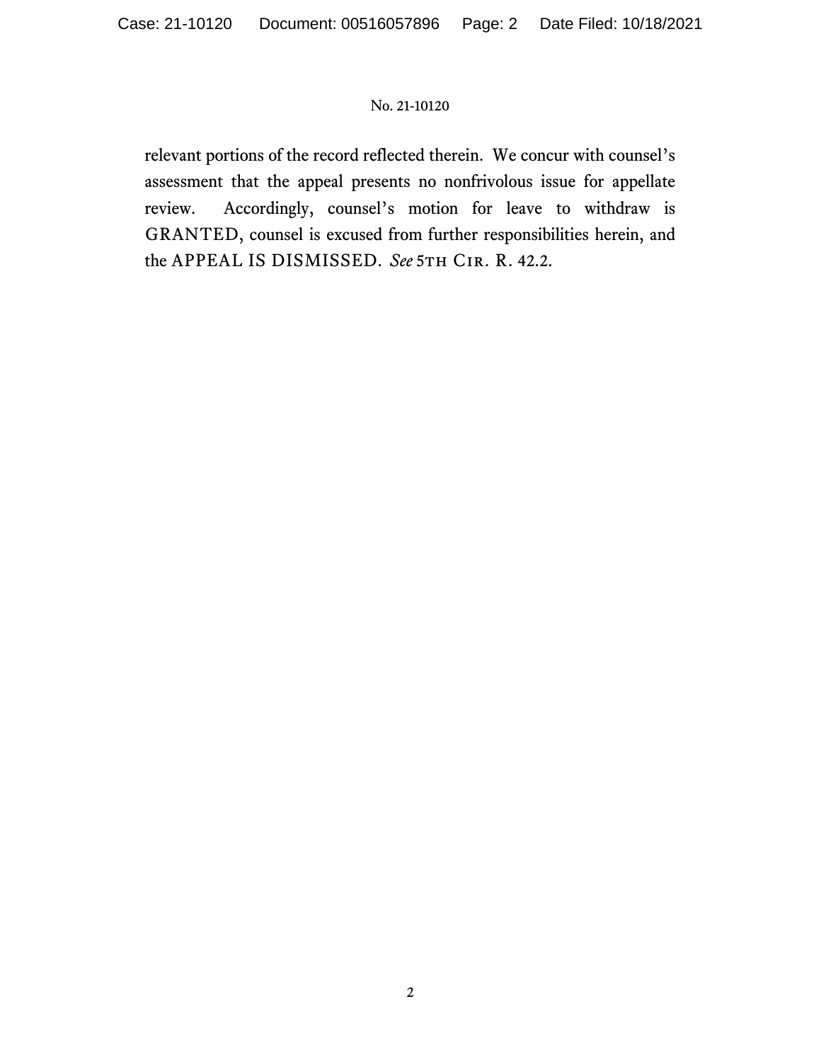relevant portions of the record reflected therein. We concur with counsel's assessment that the appeal presents no nonfrivolous issue for appellate review. Accordingly, counsel's motion for leave to withdraw is GRANTED, counsel is excused from further responsibilities herein, and the APPEAL IS DISMISSED. *See* 5TH CIR. R. 42.2.